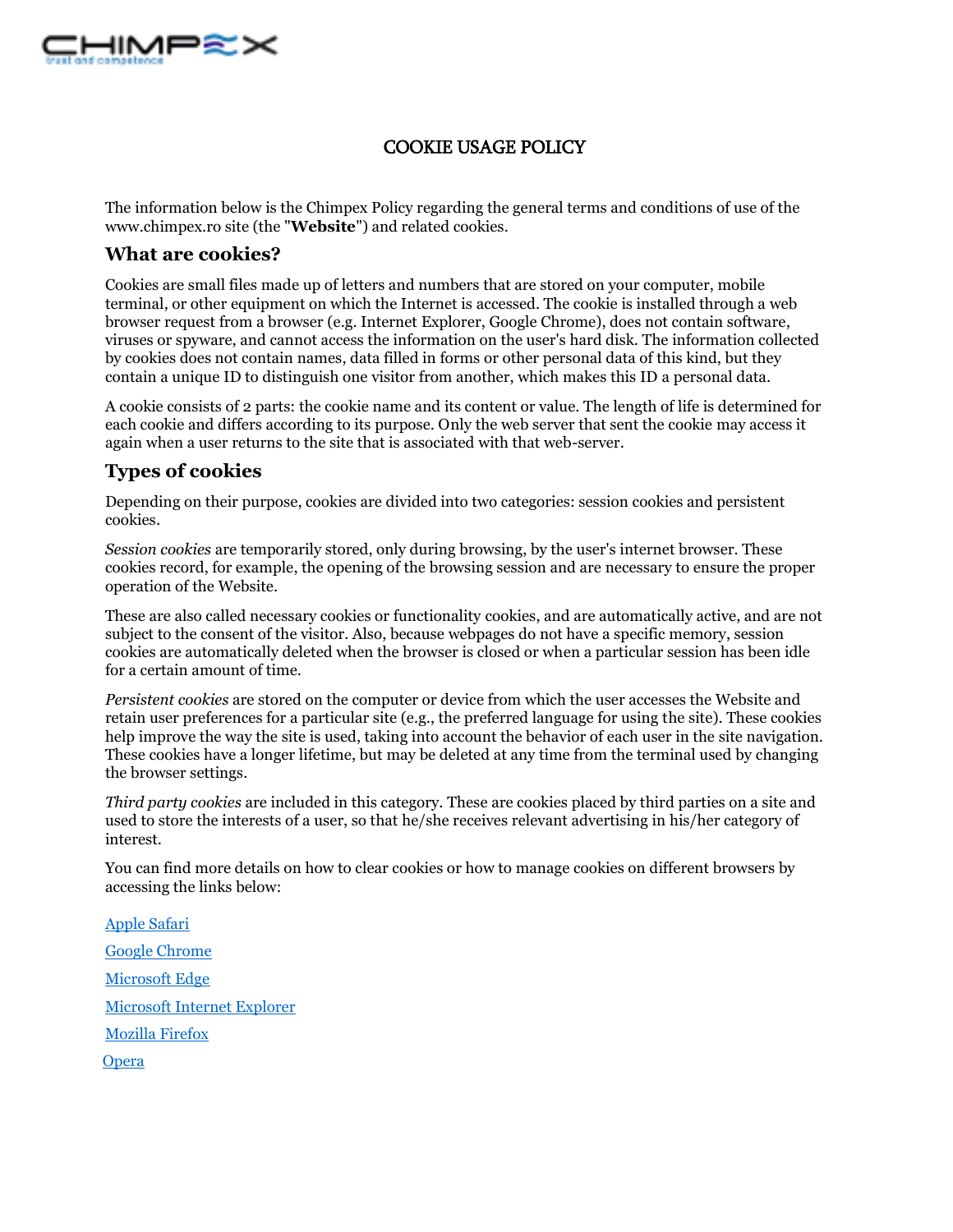# COOKIE USAGE POLICY

The information below is the Chimpex Policy regarding the general terms and conditions of use of the www.chimpex.ro site (the "**Website**") and related cookies.

## What are cookies?

Cookies are small files made up of letters and numbers that are stored on your computer, mobile terminal, or other equipment on which the Internet is accessed. The cookie is installed through a web browser request from a browser (e.g. Internet Explorer, Google Chrome), does not contain software, viruses or spyware, and cannot access the information on the user's hard disk. The information collected by cookies does not contain names, data filled in forms or other personal data of this kind, but they contain a unique ID to distinguish one visitor from another, which makes this ID a personal data.

A cookie consists of 2 parts: the cookie name and its content or value. The length of life is determined for each cookie and differs according to its purpose. Only the web server that sent the cookie may access it again when a user returns to the site that is associated with that web-server.

## Types of cookies

Depending on their purpose, cookies are divided into two categories: session cookies and persistent cookies.

*Session cookies* are temporarily stored, only during browsing, by the user's internet browser. These cookies record, for example, the opening of the browsing session and are necessary to ensure the proper operation of the Website.

These are also called necessary cookies or functionality cookies, and are automatically active, and are not subject to the consent of the visitor. Also, because webpages do not have a specific memory, session cookies are automatically deleted when the browser is closed or when a particular session has been idle for a certain amount of time.

*Persistent cookies* are stored on the computer or device from which the user accesses the Website and retain user preferences for a particular site (e.g., the preferred language for using the site). These cookies help improve the way the site is used, taking into account the behavior of each user in the site navigation. These cookies have a longer lifetime, but may be deleted at any time from the terminal used by changing the browser settings.

*Third party cookies* are included in this category. These are cookies placed by third parties on a site and used to store the interests of a user, so that he/she receives relevant advertising in his/her category of interest.

You can find more details on how to clear cookies or how to manage cookies on different browsers by accessing the links below:

Apple Safari

Google Chrome

Microsoft Edge

Microsoft Internet Explorer

Mozilla Firefox

Opera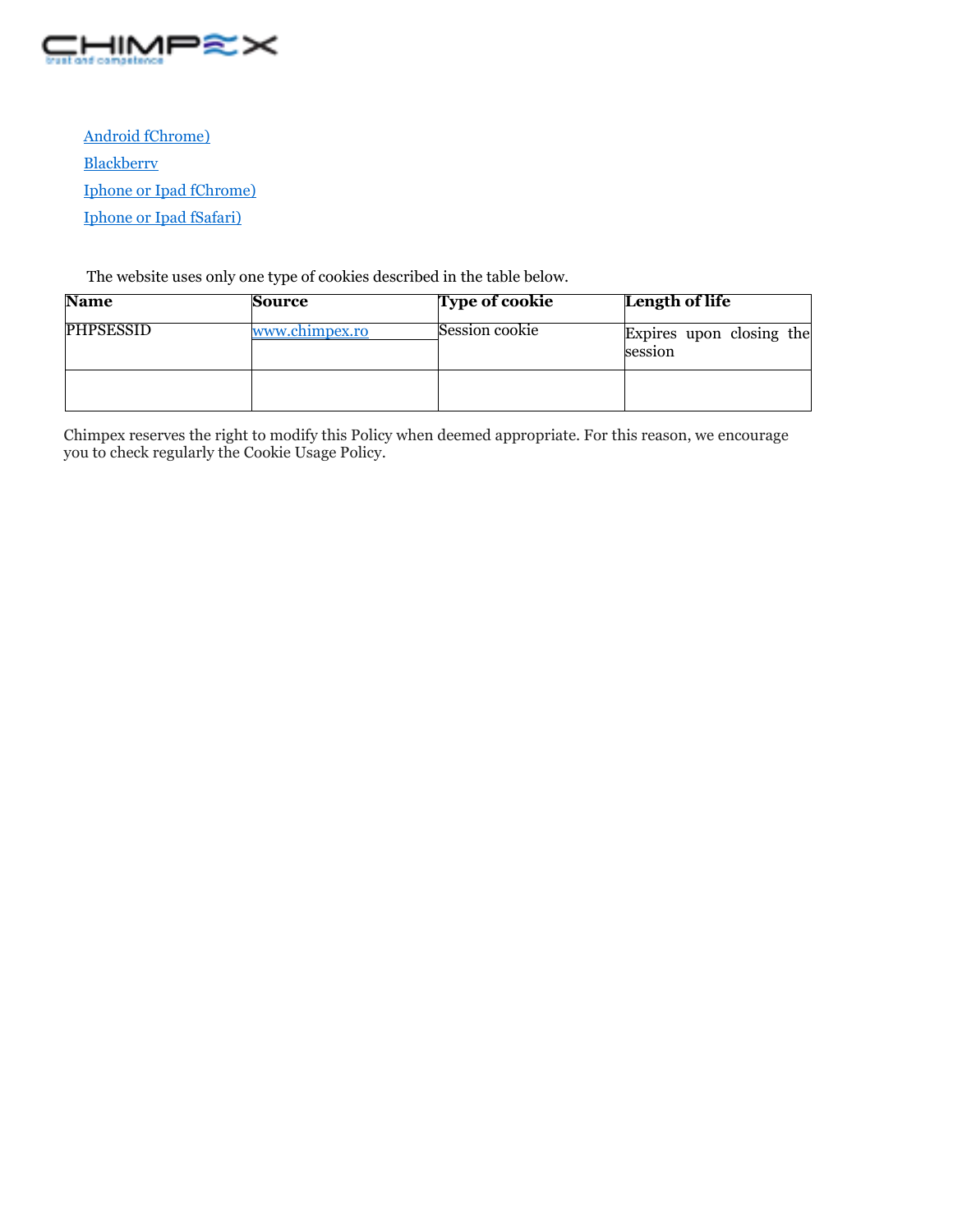[Android fChrome)]()

[Blackberrv]()

[Iphone or Ipad fChrome)]()

[Iphone or Ipad fSafari)]()

The website uses only one type of cookies described in the table below.

| **Name** | **Source** | **Type of cookie** | **Length of life** |
|---|---|---|---|
| PHPSESSID | [www.chimpex.ro]() | Session cookie | Expires upon closing the session |
| | | | |

Chimpex reserves the right to modify this Policy when deemed appropriate. For this reason, we encourage you to check regularly the Cookie Usage Policy.